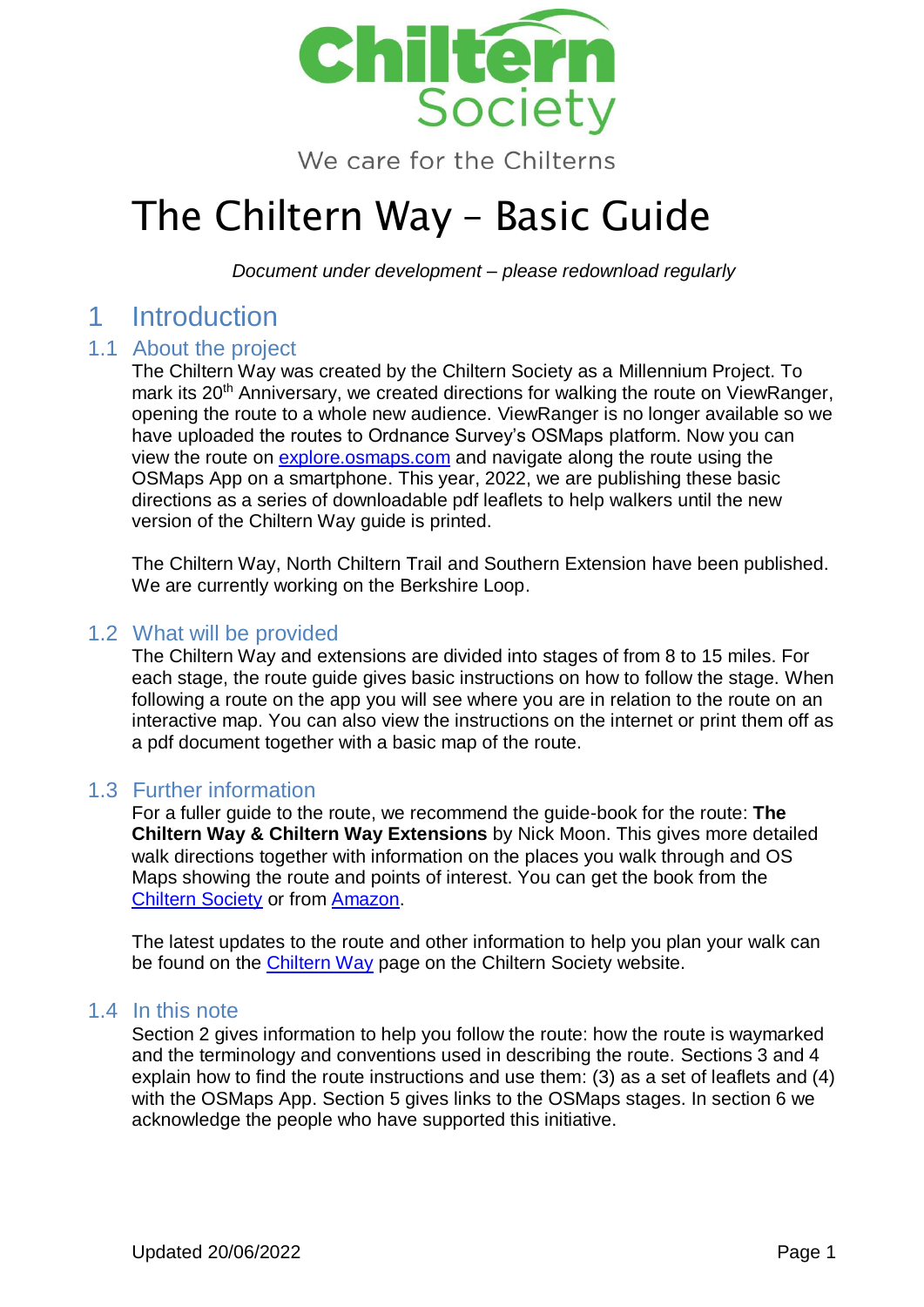Chiltern Society

We care for the Chilterns

# The Chiltern Way – Basic Guide

*Document under development – please redownload regularly*

## 1 Introduction

### 1.1 About the project

The Chiltern Way was created by the Chiltern Society as a Millennium Project. To mark its 20th Anniversary, we created directions for walking the route on ViewRanger, opening the route to a whole new audience. ViewRanger is no longer available so we have uploaded the routes to Ordnance Survey's OSMaps platform. Now you can view the route on [explore.osmaps.com](explore.osmaps.com) and navigate along the route using the OSMaps App on a smartphone. This year, 2022, we are publishing these basic directions as a series of downloadable pdf leaflets to help walkers until the new version of the Chiltern Way guide is printed.

The Chiltern Way, North Chiltern Trail and Southern Extension have been published. We are currently working on the Berkshire Loop.

### 1.2 What will be provided

The Chiltern Way and extensions are divided into stages of from 8 to 15 miles. For each stage, the route guide gives basic instructions on how to follow the stage. When following a route on the app you will see where you are in relation to the route on an interactive map. You can also view the instructions on the internet or print them off as a pdf document together with a basic map of the route.

### 1.3 Further information

For a fuller guide to the route, we recommend the guide-book for the route: **The Chiltern Way & Chiltern Way Extensions** by Nick Moon. This gives more detailed walk directions together with information on the places you walk through and OS Maps showing the route and points of interest. You can get the book from the Chiltern Society or from Amazon.

The latest updates to the route and other information to help you plan your walk can be found on the Chiltern Way page on the Chiltern Society website.

### 1.4 In this note

Section 2 gives information to help you follow the route: how the route is waymarked and the terminology and conventions used in describing the route. Sections 3 and 4 explain how to find the route instructions and use them: (3) as a set of leaflets and (4) with the OSMaps App. Section 5 gives links to the OSMaps stages. In section 6 we acknowledge the people who have supported this initiative.

Updated 20/06/2022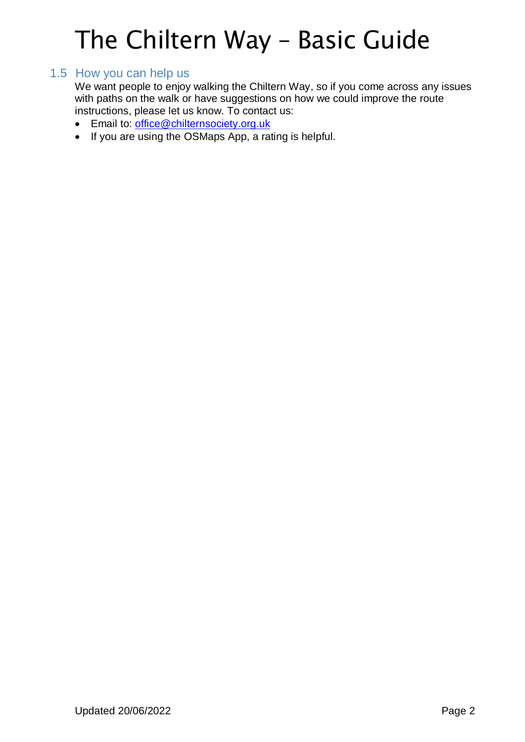## 1.5 How you can help us

We want people to enjoy walking the Chiltern Way, so if you come across any issues with paths on the walk or have suggestions on how we could improve the route instructions, please let us know. To contact us:

- Email to: office@chilternsociety.org.uk
- If you are using the OSMaps App, a rating is helpful.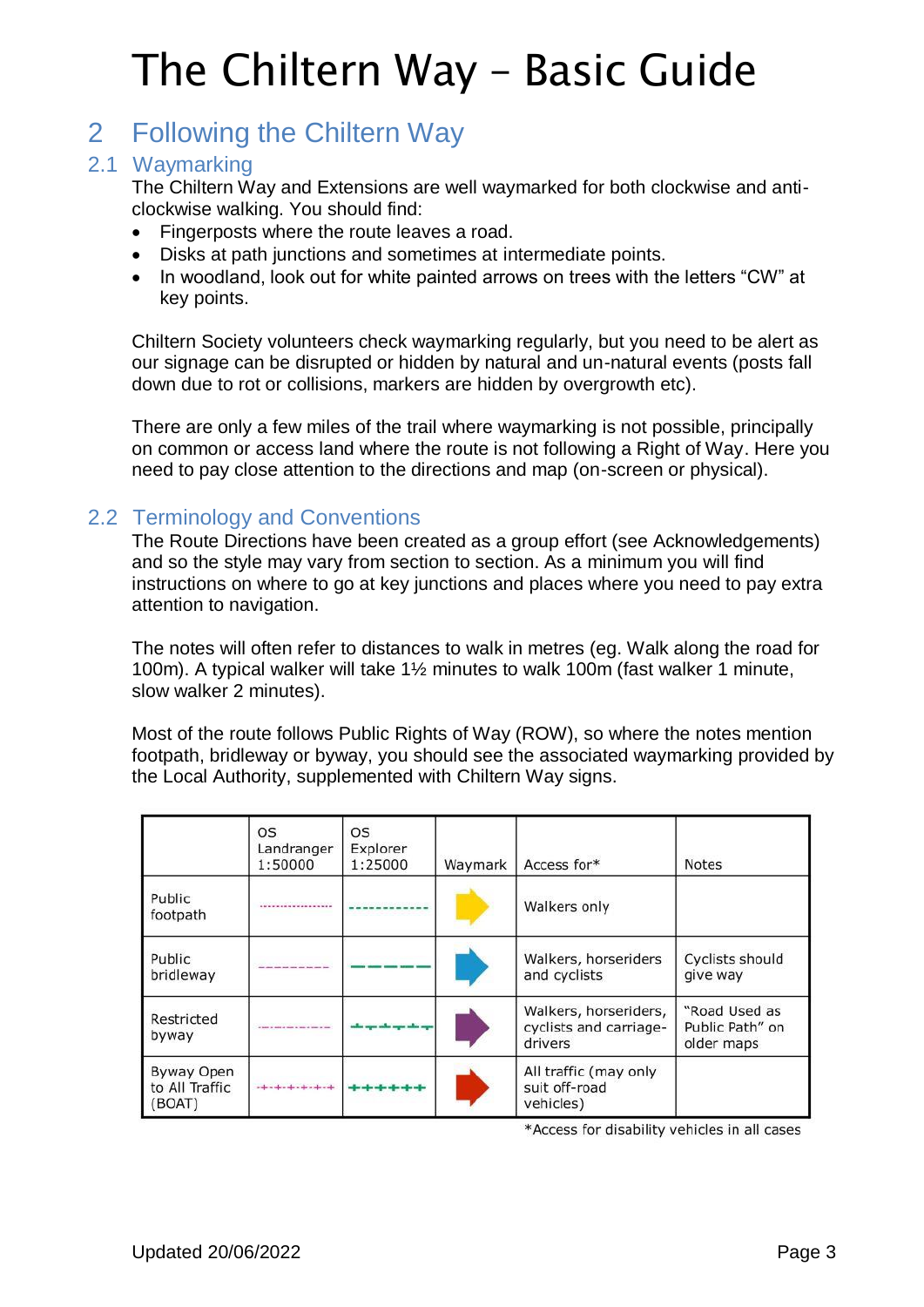# The Chiltern Way – Basic Guide

## 2 Following the Chiltern Way

### 2.1 Waymarking

The Chiltern Way and Extensions are well waymarked for both clockwise and anti-clockwise walking. You should find:

- Fingerposts where the route leaves a road.
- Disks at path junctions and sometimes at intermediate points.
- In woodland, look out for white painted arrows on trees with the letters "CW" at key points.

Chiltern Society volunteers check waymarking regularly, but you need to be alert as our signage can be disrupted or hidden by natural and un-natural events (posts fall down due to rot or collisions, markers are hidden by overgrowth etc).

There are only a few miles of the trail where waymarking is not possible, principally on common or access land where the route is not following a Right of Way. Here you need to pay close attention to the directions and map (on-screen or physical).

### 2.2 Terminology and Conventions

The Route Directions have been created as a group effort (see Acknowledgements) and so the style may vary from section to section. As a minimum you will find instructions on where to go at key junctions and places where you need to pay extra attention to navigation.

The notes will often refer to distances to walk in metres (eg. Walk along the road for 100m). A typical walker will take 1½ minutes to walk 100m (fast walker 1 minute, slow walker 2 minutes).

Most of the route follows Public Rights of Way (ROW), so where the notes mention footpath, bridleway or byway, you should see the associated waymarking provided by the Local Authority, supplemented with Chiltern Way signs.

| | OS Landranger 1:50000 | OS Explorer 1:25000 | Waymark | Access for* | Notes |
|---|---|---|---|---|---|
| Public footpath | | | | Walkers only | |
| Public bridleway | | | | Walkers, horseriders and cyclists | Cyclists should give way |
| Restricted byway | | | | Walkers, horseriders, cyclists and carriage-drivers | "Road Used as Public Path" on older maps |
| Byway Open to All Traffic (BOAT) | | | | All traffic (may only suit off-road vehicles) | |

*Access for disability vehicles in all cases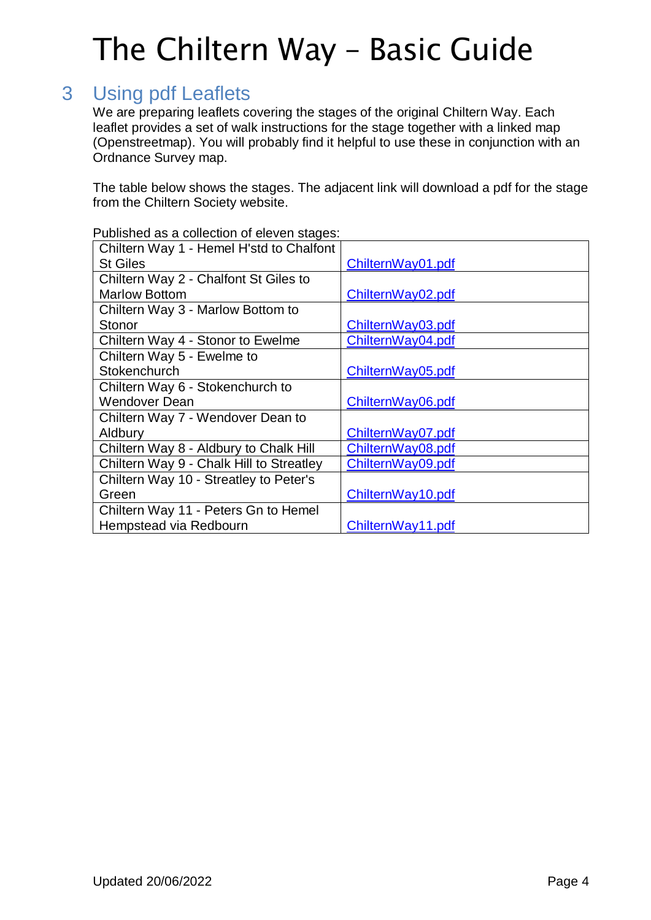# The Chiltern Way – Basic Guide

## 3 Using pdf Leaflets

We are preparing leaflets covering the stages of the original Chiltern Way. Each leaflet provides a set of walk instructions for the stage together with a linked map (Openstreetmap). You will probably find it helpful to use these in conjunction with an Ordnance Survey map.

The table below shows the stages. The adjacent link will download a pdf for the stage from the Chiltern Society website.

Published as a collection of eleven stages:

| Stage | Link |
|---|---|
| Chiltern Way 1 - Hemel H'std to Chalfont St Giles | ChilternWay01.pdf |
| Chiltern Way 2 - Chalfont St Giles to Marlow Bottom | ChilternWay02.pdf |
| Chiltern Way 3 - Marlow Bottom to Stonor | ChilternWay03.pdf |
| Chiltern Way 4 - Stonor to Ewelme | ChilternWay04.pdf |
| Chiltern Way 5 - Ewelme to Stokenchurch | ChilternWay05.pdf |
| Chiltern Way 6 - Stokenchurch to Wendover Dean | ChilternWay06.pdf |
| Chiltern Way 7 - Wendover Dean to Aldbury | ChilternWay07.pdf |
| Chiltern Way 8 - Aldbury to Chalk Hill | ChilternWay08.pdf |
| Chiltern Way 9 - Chalk Hill to Streatley | ChilternWay09.pdf |
| Chiltern Way 10 - Streatley to Peter's Green | ChilternWay10.pdf |
| Chiltern Way 11 - Peters Gn to Hemel Hempstead via Redbourn | ChilternWay11.pdf |

Updated 20/06/2022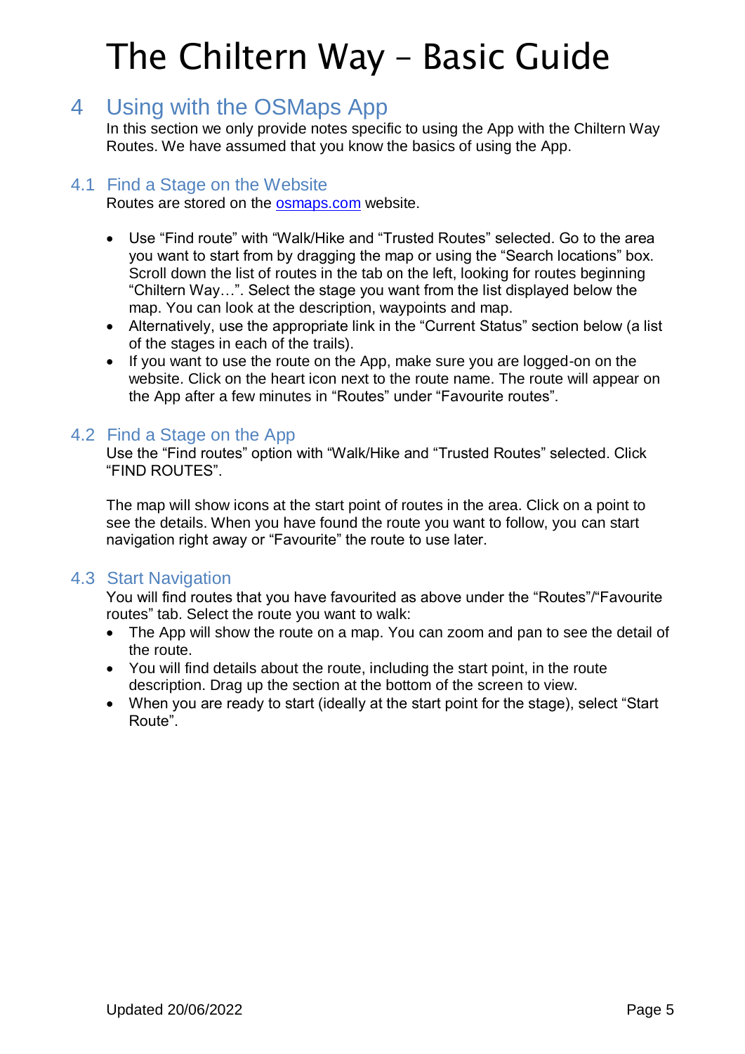# The Chiltern Way – Basic Guide

## 4 Using with the OSMaps App

In this section we only provide notes specific to using the App with the Chiltern Way Routes. We have assumed that you know the basics of using the App.

### 4.1 Find a Stage on the Website

Routes are stored on the osmaps.com website.

- Use "Find route" with "Walk/Hike and "Trusted Routes" selected. Go to the area you want to start from by dragging the map or using the "Search locations" box. Scroll down the list of routes in the tab on the left, looking for routes beginning "Chiltern Way…". Select the stage you want from the list displayed below the map. You can look at the description, waypoints and map.
- Alternatively, use the appropriate link in the "Current Status" section below (a list of the stages in each of the trails).
- If you want to use the route on the App, make sure you are logged-on on the website. Click on the heart icon next to the route name. The route will appear on the App after a few minutes in "Routes" under "Favourite routes".

### 4.2 Find a Stage on the App

Use the "Find routes" option with "Walk/Hike and "Trusted Routes" selected. Click "FIND ROUTES".

The map will show icons at the start point of routes in the area. Click on a point to see the details. When you have found the route you want to follow, you can start navigation right away or "Favourite" the route to use later.

### 4.3 Start Navigation

You will find routes that you have favourited as above under the "Routes"/"Favourite routes" tab. Select the route you want to walk:

- The App will show the route on a map. You can zoom and pan to see the detail of the route.
- You will find details about the route, including the start point, in the route description. Drag up the section at the bottom of the screen to view.
- When you are ready to start (ideally at the start point for the stage), select "Start Route".

Updated 20/06/2022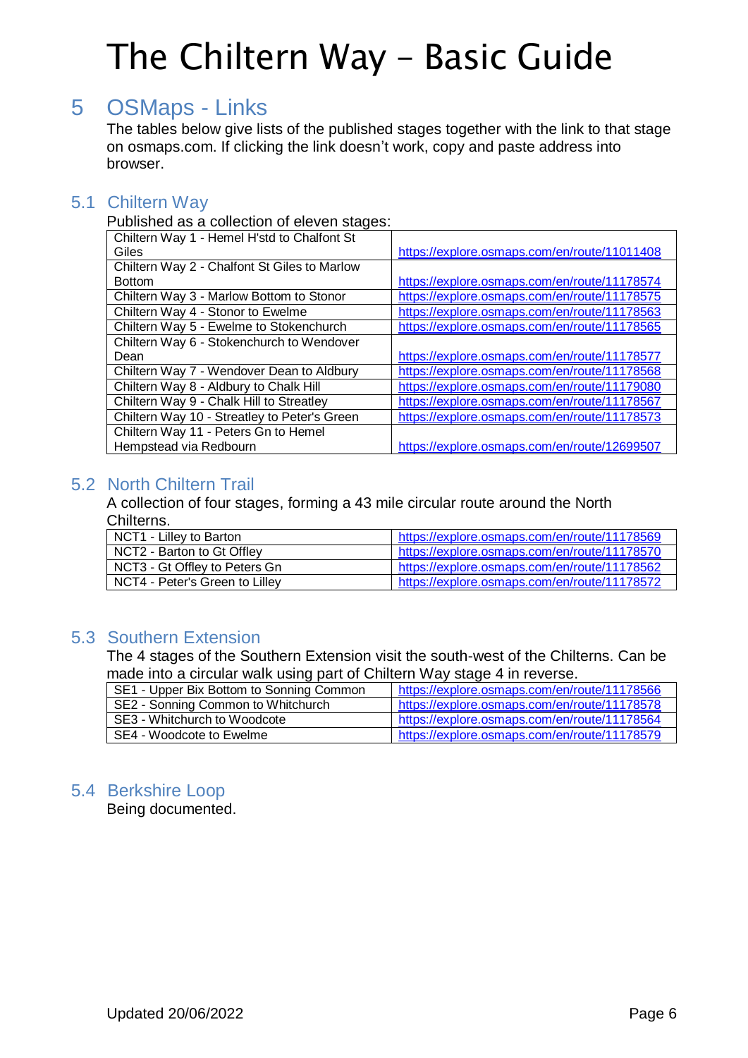# The Chiltern Way – Basic Guide

## 5 OSMaps - Links

The tables below give lists of the published stages together with the link to that stage on osmaps.com. If clicking the link doesn't work, copy and paste address into browser.

### 5.1 Chiltern Way

Published as a collection of eleven stages:

| Stage | Link |
|---|---|
| Chiltern Way 1 - Hemel H'std to Chalfont St Giles | https://explore.osmaps.com/en/route/11011408 |
| Chiltern Way 2 - Chalfont St Giles to Marlow Bottom | https://explore.osmaps.com/en/route/11178574 |
| Chiltern Way 3 - Marlow Bottom to Stonor | https://explore.osmaps.com/en/route/11178575 |
| Chiltern Way 4 - Stonor to Ewelme | https://explore.osmaps.com/en/route/11178563 |
| Chiltern Way 5 - Ewelme to Stokenchurch | https://explore.osmaps.com/en/route/11178565 |
| Chiltern Way 6 - Stokenchurch to Wendover Dean | https://explore.osmaps.com/en/route/11178577 |
| Chiltern Way 7 - Wendover Dean to Aldbury | https://explore.osmaps.com/en/route/11178568 |
| Chiltern Way 8 - Aldbury to Chalk Hill | https://explore.osmaps.com/en/route/11179080 |
| Chiltern Way 9 - Chalk Hill to Streatley | https://explore.osmaps.com/en/route/11178567 |
| Chiltern Way 10 - Streatley to Peter's Green | https://explore.osmaps.com/en/route/11178573 |
| Chiltern Way 11 - Peters Gn to Hemel Hempstead via Redbourn | https://explore.osmaps.com/en/route/12699507 |

### 5.2 North Chiltern Trail

A collection of four stages, forming a 43 mile circular route around the North Chilterns.

| Stage | Link |
|---|---|
| NCT1 - Lilley to Barton | https://explore.osmaps.com/en/route/11178569 |
| NCT2 - Barton to Gt Offley | https://explore.osmaps.com/en/route/11178570 |
| NCT3 - Gt Offley to Peters Gn | https://explore.osmaps.com/en/route/11178562 |
| NCT4 - Peter's Green to Lilley | https://explore.osmaps.com/en/route/11178572 |

### 5.3 Southern Extension

The 4 stages of the Southern Extension visit the south-west of the Chilterns. Can be made into a circular walk using part of Chiltern Way stage 4 in reverse.

| Stage | Link |
|---|---|
| SE1 - Upper Bix Bottom to Sonning Common | https://explore.osmaps.com/en/route/11178566 |
| SE2 - Sonning Common to Whitchurch | https://explore.osmaps.com/en/route/11178578 |
| SE3 - Whitchurch to Woodcote | https://explore.osmaps.com/en/route/11178564 |
| SE4 - Woodcote to Ewelme | https://explore.osmaps.com/en/route/11178579 |

### 5.4 Berkshire Loop

Being documented.

Updated 20/06/2022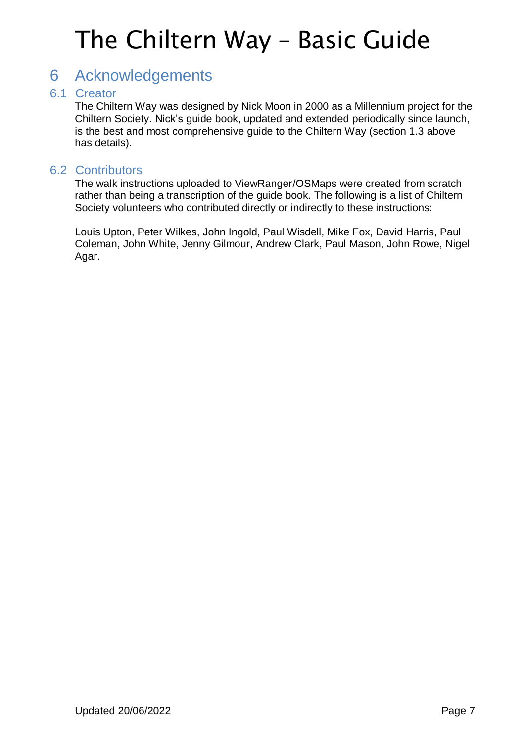# 6 Acknowledgements

## 6.1 Creator

The Chiltern Way was designed by Nick Moon in 2000 as a Millennium project for the Chiltern Society. Nick's guide book, updated and extended periodically since launch, is the best and most comprehensive guide to the Chiltern Way (section 1.3 above has details).

## 6.2 Contributors

The walk instructions uploaded to ViewRanger/OSMaps were created from scratch rather than being a transcription of the guide book. The following is a list of Chiltern Society volunteers who contributed directly or indirectly to these instructions:

Louis Upton, Peter Wilkes, John Ingold, Paul Wisdell, Mike Fox, David Harris, Paul Coleman, John White, Jenny Gilmour, Andrew Clark, Paul Mason, John Rowe, Nigel Agar.